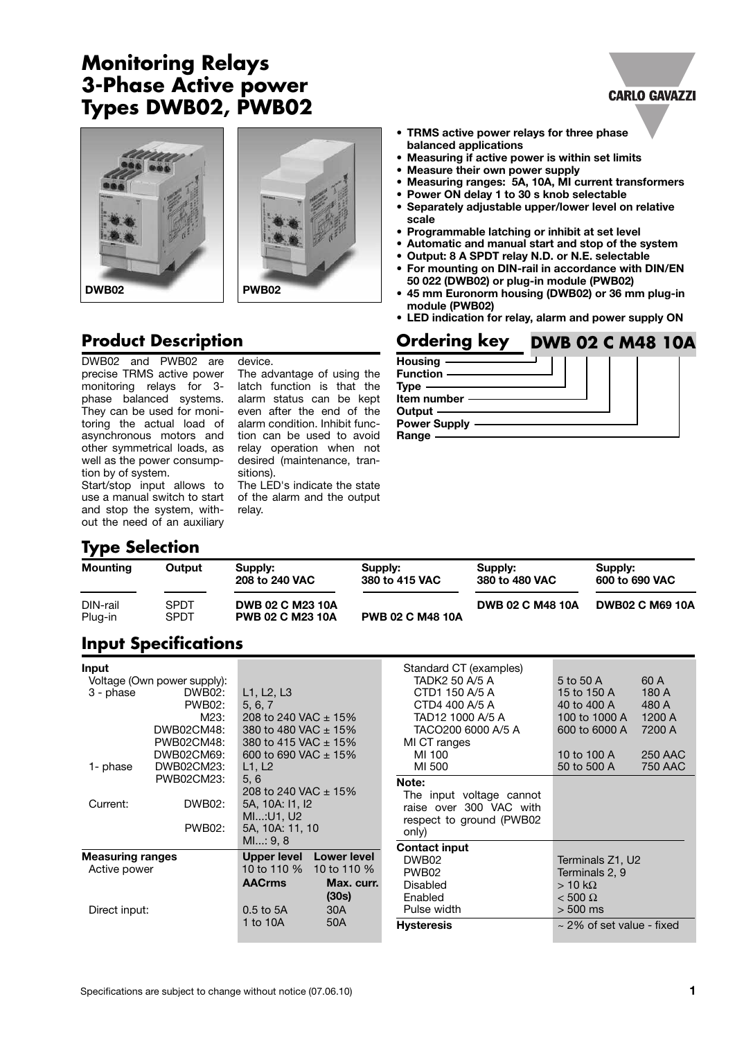# Monitoring Relays
# 3-Phase Active power
# Types DWB02, PWB02

DWB02

PWB02

- **TRMS active power relays for three phase balanced applications**
- **Measuring if active power is within set limits**
- **Measure their own power supply**
- **Measuring ranges: 5A, 10A, MI current transformers**
- **Power ON delay 1 to 30 s knob selectable**
- **Separately adjustable upper/lower level on relative scale**
- **Programmable latching or inhibit at set level**
- **Automatic and manual start and stop of the system**
- **Output: 8 A SPDT relay N.D. or N.E. selectable**
- **For mounting on DIN-rail in accordance with DIN/EN 50 022 (DWB02) or plug-in module (PWB02)**
- **45 mm Euronorm housing (DWB02) or 36 mm plug-in module (PWB02)**
- **LED indication for relay, alarm and power supply ON**

## Product Description

DWB02 and PWB02 are precise TRMS active power monitoring relays for 3-phase balanced systems. They can be used for monitoring the actual load of asynchronous motors and other symmetrical loads, as well as the power consumption by of system.

Start/stop input allows to use a manual switch to start and stop the system, without the need of an auxiliary device.

The advantage of using the latch function is that the alarm status can be kept even after the end of the alarm condition. Inhibit function can be used to avoid relay operation when not desired (maintenance, transitions).

The LED's indicate the state of the alarm and the output relay.

## Ordering key

**DWB 02 C M48 10A**

- Housing
- Function
- Type
- Item number
- Output
- Power Supply
- Range

## Type Selection

| Mounting | Output | Supply: 208 to 240 VAC | Supply: 380 to 415 VAC | Supply: 380 to 480 VAC | Supply: 600 to 690 VAC |
|---|---|---|---|---|---|
| DIN-rail | SPDT | **DWB 02 C M23 10A** | | **DWB 02 C M48 10A** | **DWB02 C M69 10A** |
| Plug-in | SPDT | **PWB 02 C M23 10A** | **PWB 02 C M48 10A** | | |

## Input Specifications

| **Input** | | | |
|---|---|---|---|
| Voltage (Own power supply): | | | |
| 3 - phase | DWB02: | L1, L2, L3 | |
| | PWB02: | 5, 6, 7 | |
| | M23: | 208 to 240 VAC ± 15% | |
| | DWB02CM48: | 380 to 480 VAC ± 15% | |
| | PWB02CM48: | 380 to 415 VAC ± 15% | |
| | DWB02CM69: | 600 to 690 VAC ± 15% | |
| 1- phase | DWB02CM23: | L1, L2 | |
| | PWB02CM23: | 5, 6 | |
| | | 208 to 240 VAC ± 15% | |
| Current: | DWB02: | 5A, 10A: I1, I2 | |
| | | MI...:U1, U2 | |
| | PWB02: | 5A, 10A: 11, 10 | |
| | | MI...: 9, 8 | |
| **Measuring ranges** | | **Upper level** | **Lower level** |
| Active power | | 10 to 110 % | 10 to 110 % |
| | | **AACrms** | **Max. curr. (30s)** |
| Direct input: | | 0.5 to 5A | 30A |
| | | 1 to 10A | 50A |

| Standard CT (examples) | | |
|---|---|---|
| TADK2 50 A/5 A | 5 to 50 A | 60 A |
| CTD1 150 A/5 A | 15 to 150 A | 180 A |
| CTD4 400 A/5 A | 40 to 400 A | 480 A |
| TAD12 1000 A/5 A | 100 to 1000 A | 1200 A |
| TACO200 6000 A/5 A | 600 to 6000 A | 7200 A |
| MI CT ranges | | |
| MI 100 | 10 to 100 A | 250 AAC |
| MI 500 | 50 to 500 A | 750 AAC |

**Note:**
The input voltage cannot raise over 300 VAC with respect to ground (PWB02 only)

| **Contact input** | |
|---|---|
| DWB02 | Terminals Z1, U2 |
| PWB02 | Terminals 2, 9 |
| Disabled | > 10 kΩ |
| Enabled | < 500 Ω |
| Pulse width | > 500 ms |
| **Hysteresis** | ~ 2% of set value - fixed |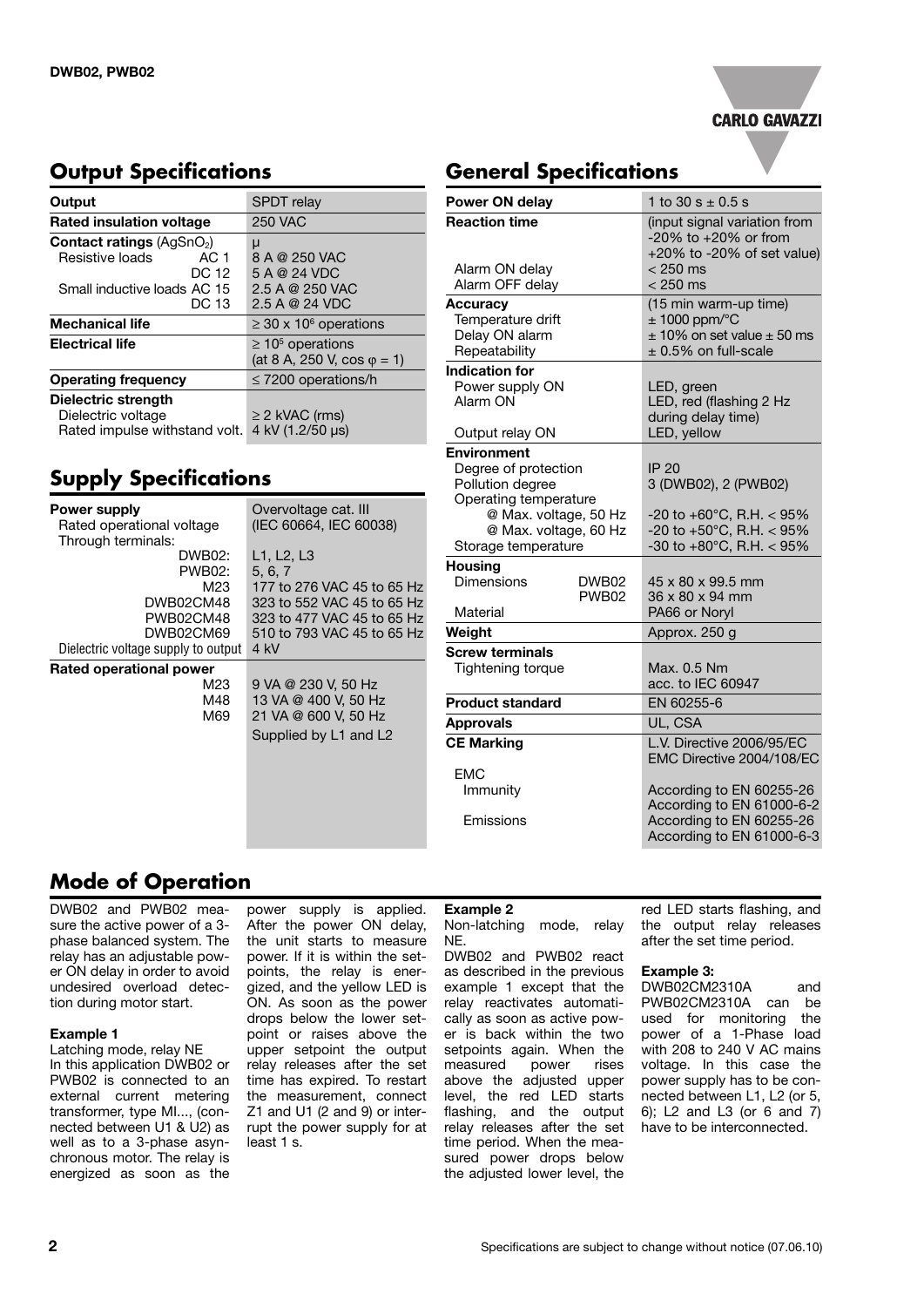## Output Specifications

| Output | SPDT relay |
|---|---|
| **Rated insulation voltage** | 250 VAC |
| **Contact ratings** ($AgSnO_2$) | μ |
| Resistive loads AC 1 | 8 A @ 250 VAC |
| DC 12 | 5 A @ 24 VDC |
| Small inductive loads AC 15 | 2.5 A @ 250 VAC |
| DC 13 | 2.5 A @ 24 VDC |
| **Mechanical life** | $\geq 30 \times 10^6$ operations |
| **Electrical life** | $\geq 10^5$ operations (at 8 A, 250 V, cos $\varphi$ = 1) |
| **Operating frequency** | ≤ 7200 operations/h |
| **Dielectric strength** | |
| Dielectric voltage | ≥ 2 kVAC (rms) |
| Rated impulse withstand volt. | 4 kV (1.2/50 μs) |

## Supply Specifications

| **Power supply** | Overvoltage cat. III |
|---|---|
| Rated operational voltage | (IEC 60664, IEC 60038) |
| Through terminals: | |
| DWB02: | L1, L2, L3 |
| PWB02: | 5, 6, 7 |
| M23 | 177 to 276 VAC 45 to 65 Hz |
| DWB02CM48 | 323 to 552 VAC 45 to 65 Hz |
| PWB02CM48 | 323 to 477 VAC 45 to 65 Hz |
| DWB02CM69 | 510 to 793 VAC 45 to 65 Hz |
| Dielectric voltage supply to output | 4 kV |
| **Rated operational power** | |
| M23 | 9 VA @ 230 V, 50 Hz |
| M48 | 13 VA @ 400 V, 50 Hz |
| M69 | 21 VA @ 600 V, 50 Hz |
| | Supplied by L1 and L2 |

## General Specifications

| **Power ON delay** | 1 to 30 s ± 0.5 s |
|---|---|
| **Reaction time** | (input signal variation from -20% to +20% or from +20% to -20% of set value) |
| Alarm ON delay | < 250 ms |
| Alarm OFF delay | < 250 ms |
| **Accuracy** | (15 min warm-up time) |
| Temperature drift | ± 1000 ppm/°C |
| Delay ON alarm | ± 10% on set value ± 50 ms |
| Repeatability | ± 0.5% on full-scale |
| **Indication for** | |
| Power supply ON | LED, green |
| Alarm ON | LED, red (flashing 2 Hz during delay time) |
| Output relay ON | LED, yellow |
| **Environment** | |
| Degree of protection | IP 20 |
| Pollution degree | 3 (DWB02), 2 (PWB02) |
| Operating temperature | |
| @ Max. voltage, 50 Hz | -20 to +60°C, R.H. < 95% |
| @ Max. voltage, 60 Hz | -20 to +50°C, R.H. < 95% |
| Storage temperature | -30 to +80°C, R.H. < 95% |
| **Housing** | |
| Dimensions DWB02 | 45 x 80 x 99.5 mm |
| PWB02 | 36 x 80 x 94 mm |
| Material | PA66 or Noryl |
| **Weight** | Approx. 250 g |
| **Screw terminals** | |
| Tightening torque | Max. 0.5 Nm acc. to IEC 60947 |
| **Product standard** | EN 60255-6 |
| **Approvals** | UL, CSA |
| **CE Marking** | L.V. Directive 2006/95/EC EMC Directive 2004/108/EC |
| EMC | |
| Immunity | According to EN 60255-26 According to EN 61000-6-2 |
| Emissions | According to EN 60255-26 According to EN 61000-6-3 |

## Mode of Operation

DWB02 and PWB02 measure the active power of a 3-phase balanced system. The relay has an adjustable power ON delay in order to avoid undesired overload detection during motor start.

**Example 1**

Latching mode, relay NE

In this application DWB02 or PWB02 is connected to an external current metering transformer, type MI..., (connected between U1 & U2) as well as to a 3-phase asynchronous motor. The relay is energized as soon as the power supply is applied. After the power ON delay, the unit starts to measure power. If it is within the setpoints, the relay is energized, and the yellow LED is ON. As soon as the power drops below the lower setpoint or raises above the upper setpoint the output relay releases after the set time has expired. To restart the measurement, connect Z1 and U1 (2 and 9) or interrupt the power supply for at least 1 s.

**Example 2**

Non-latching mode, relay NE.

DWB02 and PWB02 react as described in the previous example 1 except that the relay reactivates automatically as soon as active power is back within the two setpoints again. When the measured power rises above the adjusted upper level, the red LED starts flashing, and the output relay releases after the set time period. When the measured power drops below the adjusted lower level, the red LED starts flashing, and the output relay releases after the set time period.

**Example 3:**

DWB02CM2310A and PWB02CM2310A can be used for monitoring the power of a 1-Phase load with 208 to 240 V AC mains voltage. In this case the power supply has to be connected between L1, L2 (or 5, 6); L2 and L3 (or 6 and 7) have to be interconnected.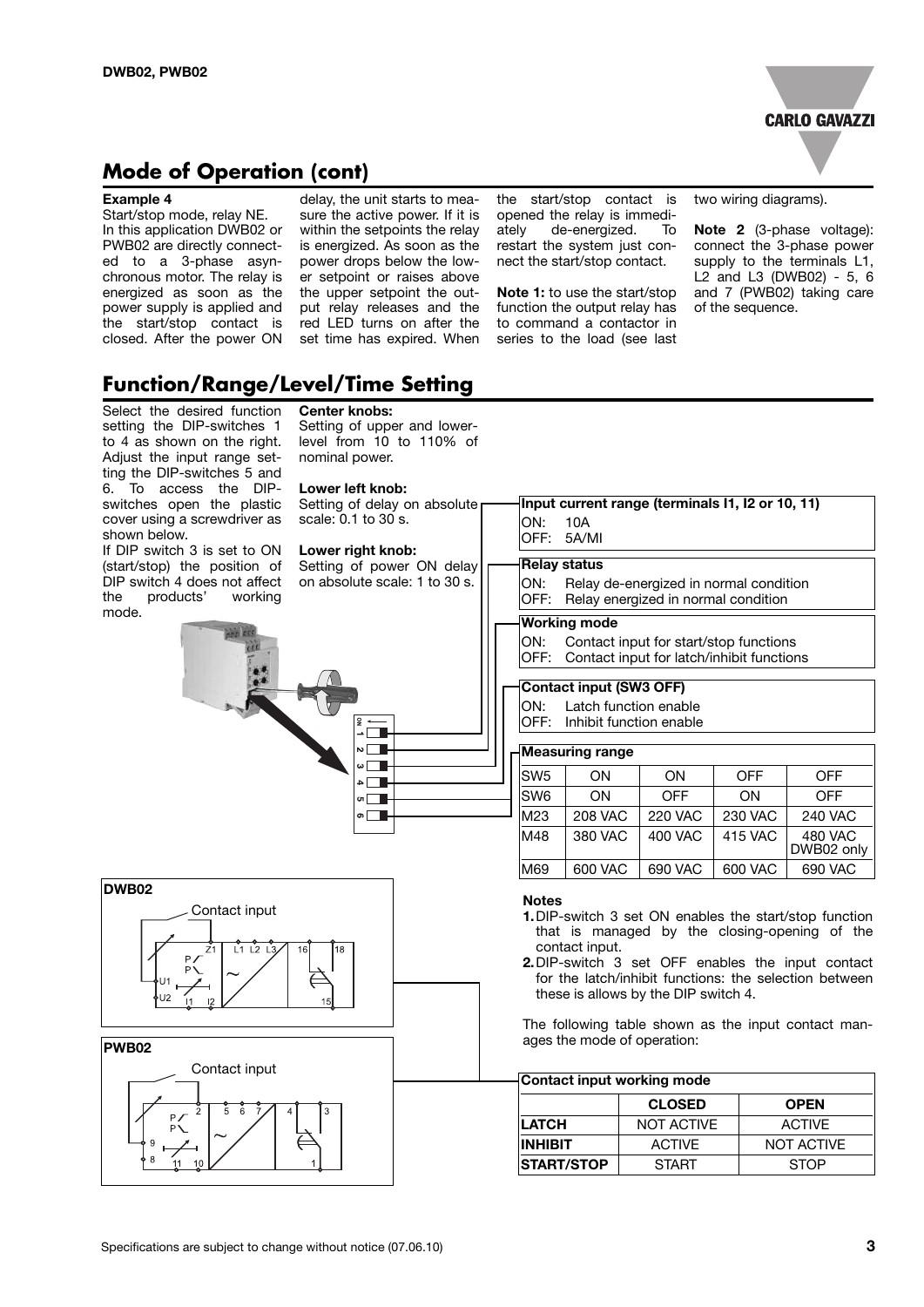## Mode of Operation (cont)

**Example 4**

Start/stop mode, relay NE.

In this application DWB02 or PWB02 are directly connected to a 3-phase asynchronous motor. The relay is energized as soon as the power supply is applied and the start/stop contact is closed. After the power ON delay, the unit starts to measure the active power. If it is within the setpoints the relay is energized. As soon as the power drops below the lower setpoint or raises above the upper setpoint the output relay releases and the red LED turns on after the set time has expired. When the start/stop contact is opened the relay is immediately de-energized. To restart the system just connect the start/stop contact.

**Note 1:** to use the start/stop function the output relay has to command a contactor in series to the load (see last two wiring diagrams).

**Note 2** (3-phase voltage): connect the 3-phase power supply to the terminals L1, L2 and L3 (DWB02) - 5, 6 and 7 (PWB02) taking care of the sequence.

## Function/Range/Level/Time Setting

Select the desired function setting the DIP-switches 1 to 4 as shown on the right. Adjust the input range setting the DIP-switches 5 and 6. To access the DIP-switches open the plastic cover using a screwdriver as shown below.

If DIP switch 3 is set to ON (start/stop) the position of DIP switch 4 does not affect the products' working mode.

**Center knobs:**
Setting of upper and lower-level from 10 to 110% of nominal power.

**Lower left knob:**
Setting of delay on absolute scale: 0.1 to 30 s.

**Lower right knob:**
Setting of power ON delay on absolute scale: 1 to 30 s.

**Input current range (terminals I1, I2 or 10, 11)**
ON: 10A
OFF: 5A/MI

**Relay status**
ON: Relay de-energized in normal condition
OFF: Relay energized in normal condition

**Working mode**
ON: Contact input for start/stop functions
OFF: Contact input for latch/inhibit functions

**Contact input (SW3 OFF)**
ON: Latch function enable
OFF: Inhibit function enable

**Measuring range**

| | | | | |
|---|---|---|---|---|
| SW5 | ON | ON | OFF | OFF |
| SW6 | ON | OFF | ON | OFF |
| M23 | 208 VAC | 220 VAC | 230 VAC | 240 VAC |
| M48 | 380 VAC | 400 VAC | 415 VAC | 480 VAC DWB02 only |
| M69 | 600 VAC | 690 VAC | 600 VAC | 690 VAC |

**DWB02**

Contact input

**PWB02**

Contact input

**Notes**

1. DIP-switch 3 set ON enables the start/stop function that is managed by the closing-opening of the contact input.
2. DIP-switch 3 set OFF enables the input contact for the latch/inhibit functions: the selection between these is allows by the DIP switch 4.

The following table shown as the input contact manages the mode of operation:

**Contact input working mode**

| | CLOSED | OPEN |
|---|---|---|
| LATCH | NOT ACTIVE | ACTIVE |
| INHIBIT | ACTIVE | NOT ACTIVE |
| START/STOP | START | STOP |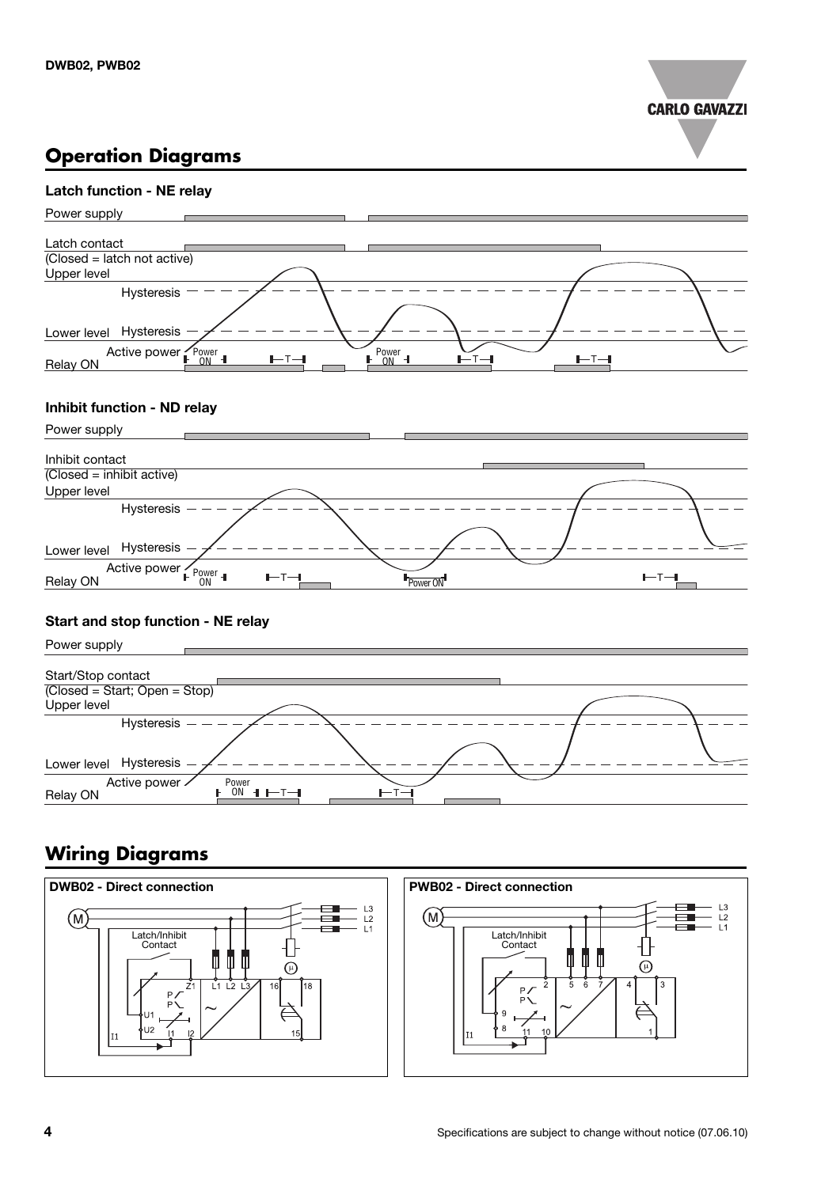## Operation Diagrams

### Latch function - NE relay

Power supply

Latch contact
(Closed = latch not active)
Upper level

Hysteresis

Lower level Hysteresis

Active power
Relay ON

Power ON T Power ON T T

### Inhibit function - ND relay

Power supply

Inhibit contact
(Closed = inhibit active)
Upper level

Hysteresis

Lower level Hysteresis

Active power
Relay ON

Power ON T Power ON T

### Start and stop function - NE relay

Power supply

Start/Stop contact
(Closed = Start; Open = Stop)
Upper level

Hysteresis

Lower level Hysteresis

Active power
Relay ON

Power ON T T

## Wiring Diagrams

**DWB02 - Direct connection**

M, L3, L2, L1, Latch/Inhibit Contact, Z1, L1, L2, L3, 16, 18, 15, U1, U2, I1, I1, I2, P, P, μ

**PWB02 - Direct connection**

M, L3, L2, L1, Latch/Inhibit Contact, 2, 5, 6, 7, 4, 3, 1, 9, 8, 11, 10, I1, P, P, μ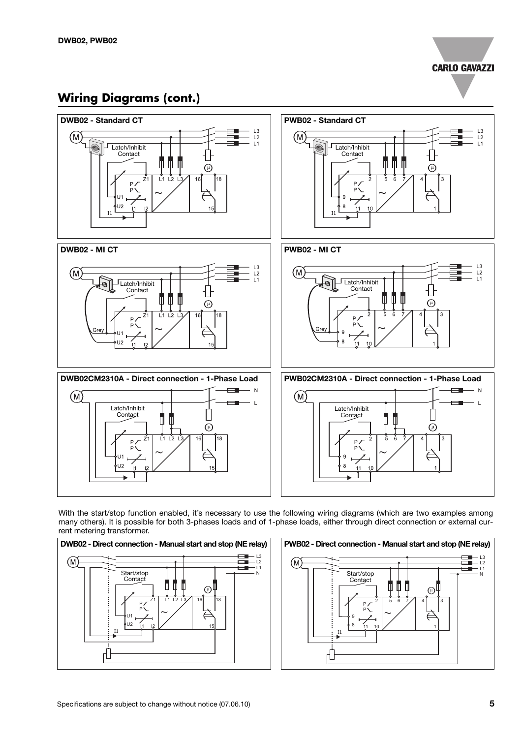## Wiring Diagrams (cont.)

**DWB02 - Standard CT**

**PWB02 - Standard CT**

**DWB02 - MI CT**

**PWB02 - MI CT**

**DWB02CM2310A - Direct connection - 1-Phase Load**

**PWB02CM2310A - Direct connection - 1-Phase Load**

With the start/stop function enabled, it's necessary to use the following wiring diagrams (which are two examples among many others). It is possible for both 3-phases loads and of 1-phase loads, either through direct connection or external current metering transformer.

**DWB02 - Direct connection - Manual start and stop (NE relay)**

**PWB02 - Direct connection - Manual start and stop (NE relay)**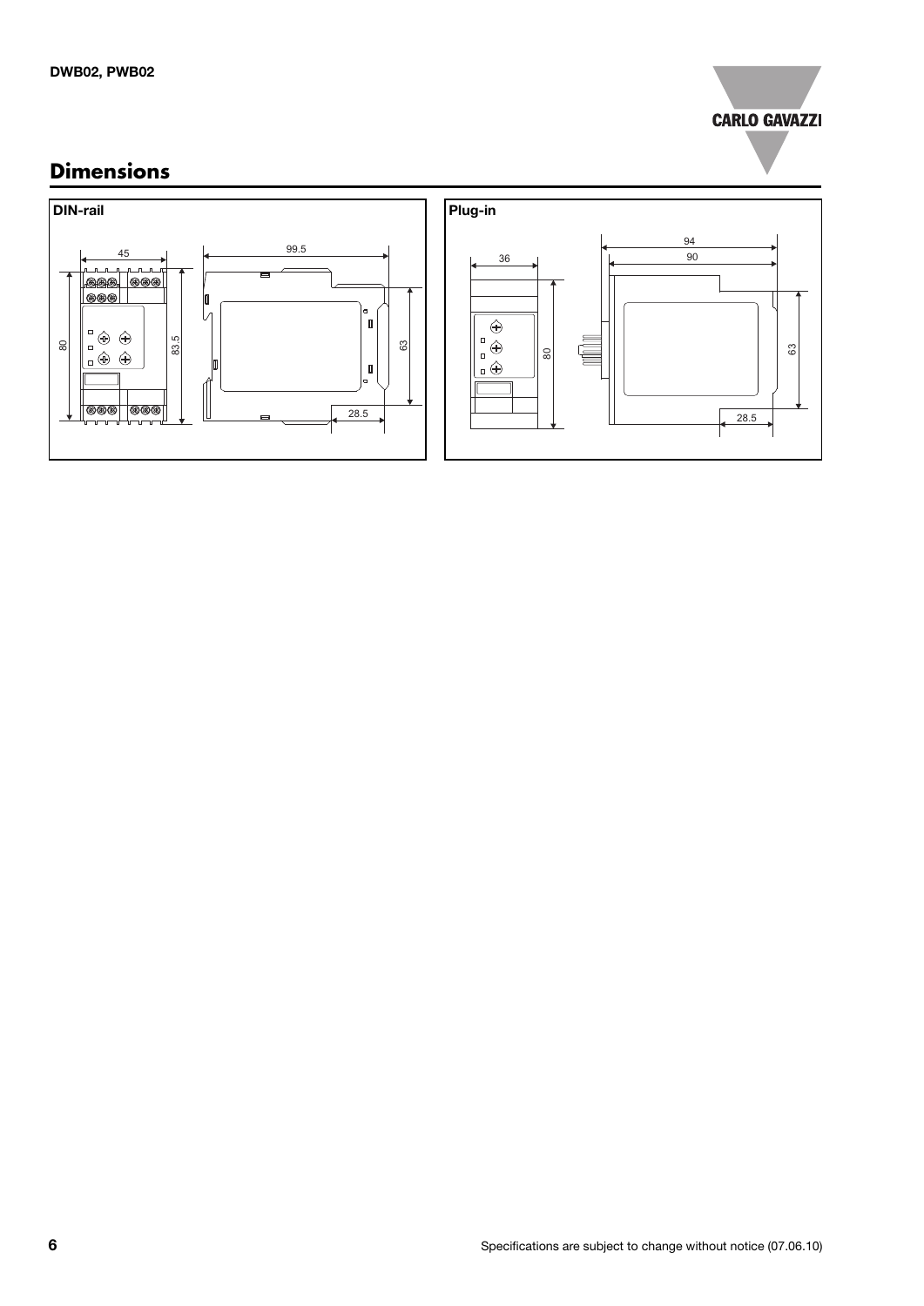## Dimensions

**DIN-rail**

45

99.5

80

83.5

63

28.5

**Plug-in**

94

36

90

80

63

28.5